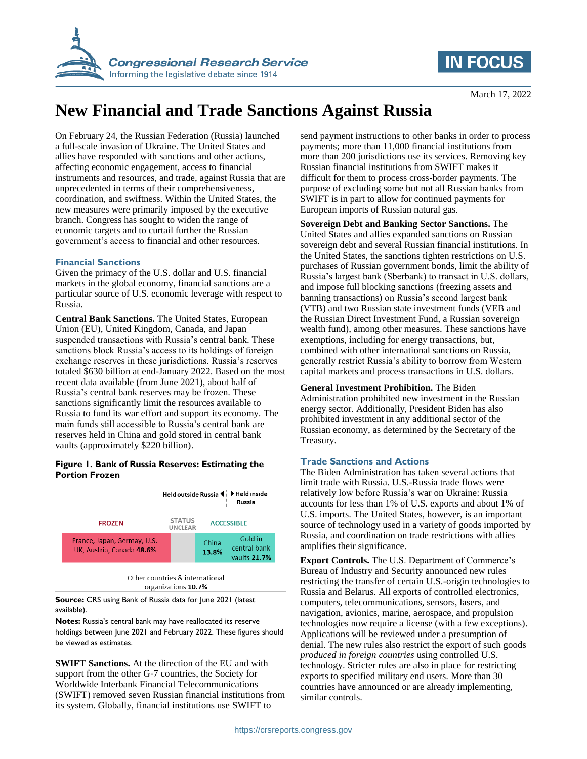# New Financial and Trade Sanctions Against Russia

March 17, 2022

On February 24, the Russian Federation (Russia) launched a full-scale invasion of Ukraine. The United States and allies have responded with sanctions and other actions, affecting economic engagement, access to financial instruments and resources, and trade, against Russia that are unprecedented in terms of their comprehensiveness, coordination, and swiftness. Within the United States, the new measures were primarily imposed by the executive branch. Congress has sought to widen the range of economic targets and to curtail further the Russian government's access to financial and other resources.

## Financial Sanctions

Given the primacy of the U.S. dollar and U.S. financial markets in the global economy, financial sanctions are a particular source of U.S. economic leverage with respect to Russia.

**Central Bank Sanctions.** The United States, European Union (EU), United Kingdom, Canada, and Japan suspended transactions with Russia's central bank. These sanctions block Russia's access to its holdings of foreign exchange reserves in these jurisdictions. Russia's reserves totaled $630 billion at end-January 2022. Based on the most recent data available (from June 2021), about half of Russia's central bank reserves may be frozen. These sanctions significantly limit the resources available to Russia to fund its war effort and support its economy. The main funds still accessible to Russia's central bank are reserves held in China and gold stored in central bank vaults (approximately $220 billion).

**Figure 1. Bank of Russia Reserves: Estimating the Portion Frozen**

| | Held outside Russia | | | Held inside Russia |
|---|---|---|---|---|
| | FROZEN | STATUS UNCLEAR | ACCESSIBLE | |
| | France, Japan, Germany, U.S. UK, Austria, Canada **48.6%** | Other countries & international organizations **10.7%** | China **13.8%** | Gold in central bank vaults **21.7%** |

**Source:** CRS using Bank of Russia data for June 2021 (latest available).

**Notes:** Russia's central bank may have reallocated its reserve holdings between June 2021 and February 2022. These figures should be viewed as estimates.

**SWIFT Sanctions.** At the direction of the EU and with support from the other G-7 countries, the Society for Worldwide Interbank Financial Telecommunications (SWIFT) removed seven Russian financial institutions from its system. Globally, financial institutions use SWIFT to send payment instructions to other banks in order to process payments; more than 11,000 financial institutions from more than 200 jurisdictions use its services. Removing key Russian financial institutions from SWIFT makes it difficult for them to process cross-border payments. The purpose of excluding some but not all Russian banks from SWIFT is in part to allow for continued payments for European imports of Russian natural gas.

**Sovereign Debt and Banking Sector Sanctions.** The United States and allies expanded sanctions on Russian sovereign debt and several Russian financial institutions. In the United States, the sanctions tighten restrictions on U.S. purchases of Russian government bonds, limit the ability of Russia's largest bank (Sberbank) to transact in U.S. dollars, and impose full blocking sanctions (freezing assets and banning transactions) on Russia's second largest bank (VTB) and two Russian state investment funds (VEB and the Russian Direct Investment Fund, a Russian sovereign wealth fund), among other measures. These sanctions have exemptions, including for energy transactions, but, combined with other international sanctions on Russia, generally restrict Russia's ability to borrow from Western capital markets and process transactions in U.S. dollars.

**General Investment Prohibition.** The Biden Administration prohibited new investment in the Russian energy sector. Additionally, President Biden has also prohibited investment in any additional sector of the Russian economy, as determined by the Secretary of the Treasury.

## Trade Sanctions and Actions

The Biden Administration has taken several actions that limit trade with Russia. U.S.-Russia trade flows were relatively low before Russia's war on Ukraine: Russia accounts for less than 1% of U.S. exports and about 1% of U.S. imports. The United States, however, is an important source of technology used in a variety of goods imported by Russia, and coordination on trade restrictions with allies amplifies their significance.

**Export Controls.** The U.S. Department of Commerce's Bureau of Industry and Security announced new rules restricting the transfer of certain U.S.-origin technologies to Russia and Belarus. All exports of controlled electronics, computers, telecommunications, sensors, lasers, and navigation, avionics, marine, aerospace, and propulsion technologies now require a license (with a few exceptions). Applications will be reviewed under a presumption of denial. The new rules also restrict the export of such goods *produced in foreign countries* using controlled U.S. technology. Stricter rules are also in place for restricting exports to specified military end users. More than 30 countries have announced or are already implementing, similar controls.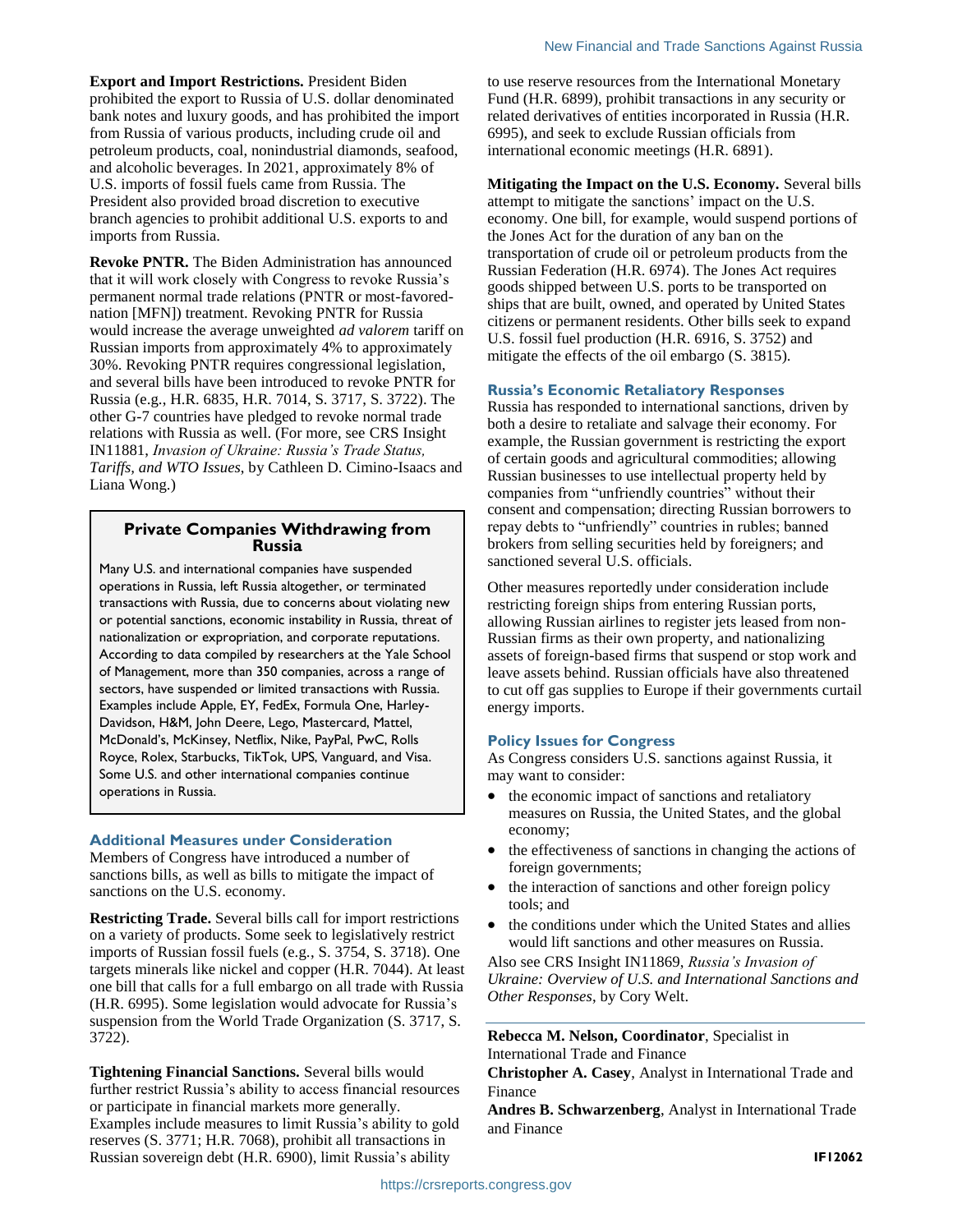**Export and Import Restrictions.** President Biden prohibited the export to Russia of U.S. dollar denominated bank notes and luxury goods, and has prohibited the import from Russia of various products, including crude oil and petroleum products, coal, nonindustrial diamonds, seafood, and alcoholic beverages. In 2021, approximately 8% of U.S. imports of fossil fuels came from Russia. The President also provided broad discretion to executive branch agencies to prohibit additional U.S. exports to and imports from Russia.

**Revoke PNTR.** The Biden Administration has announced that it will work closely with Congress to revoke Russia's permanent normal trade relations (PNTR or most-favored-nation [MFN]) treatment. Revoking PNTR for Russia would increase the average unweighted *ad valorem* tariff on Russian imports from approximately 4% to approximately 30%. Revoking PNTR requires congressional legislation, and several bills have been introduced to revoke PNTR for Russia (e.g., H.R. 6835, H.R. 7014, S. 3717, S. 3722). The other G-7 countries have pledged to revoke normal trade relations with Russia as well. (For more, see CRS Insight IN11881, *Invasion of Ukraine: Russia's Trade Status, Tariffs, and WTO Issues*, by Cathleen D. Cimino-Isaacs and Liana Wong.)

> **Private Companies Withdrawing from Russia**
>
> Many U.S. and international companies have suspended operations in Russia, left Russia altogether, or terminated transactions with Russia, due to concerns about violating new or potential sanctions, economic instability in Russia, threat of nationalization or expropriation, and corporate reputations. According to data compiled by researchers at the Yale School of Management, more than 350 companies, across a range of sectors, have suspended or limited transactions with Russia. Examples include Apple, EY, FedEx, Formula One, Harley-Davidson, H&M, John Deere, Lego, Mastercard, Mattel, McDonald's, McKinsey, Netflix, Nike, PayPal, PwC, Rolls Royce, Rolex, Starbucks, TikTok, UPS, Vanguard, and Visa. Some U.S. and other international companies continue operations in Russia.

## Additional Measures under Consideration

Members of Congress have introduced a number of sanctions bills, as well as bills to mitigate the impact of sanctions on the U.S. economy.

**Restricting Trade.** Several bills call for import restrictions on a variety of products. Some seek to legislatively restrict imports of Russian fossil fuels (e.g., S. 3754, S. 3718). One targets minerals like nickel and copper (H.R. 7044). At least one bill that calls for a full embargo on all trade with Russia (H.R. 6995). Some legislation would advocate for Russia's suspension from the World Trade Organization (S. 3717, S. 3722).

**Tightening Financial Sanctions.** Several bills would further restrict Russia's ability to access financial resources or participate in financial markets more generally. Examples include measures to limit Russia's ability to gold reserves (S. 3771; H.R. 7068), prohibit all transactions in Russian sovereign debt (H.R. 6900), limit Russia's ability to use reserve resources from the International Monetary Fund (H.R. 6899), prohibit transactions in any security or related derivatives of entities incorporated in Russia (H.R. 6995), and seek to exclude Russian officials from international economic meetings (H.R. 6891).

**Mitigating the Impact on the U.S. Economy.** Several bills attempt to mitigate the sanctions' impact on the U.S. economy. One bill, for example, would suspend portions of the Jones Act for the duration of any ban on the transportation of crude oil or petroleum products from the Russian Federation (H.R. 6974). The Jones Act requires goods shipped between U.S. ports to be transported on ships that are built, owned, and operated by United States citizens or permanent residents. Other bills seek to expand U.S. fossil fuel production (H.R. 6916, S. 3752) and mitigate the effects of the oil embargo (S. 3815).

## Russia's Economic Retaliatory Responses

Russia has responded to international sanctions, driven by both a desire to retaliate and salvage their economy. For example, the Russian government is restricting the export of certain goods and agricultural commodities; allowing Russian businesses to use intellectual property held by companies from "unfriendly countries" without their consent and compensation; directing Russian borrowers to repay debts to "unfriendly" countries in rubles; banned brokers from selling securities held by foreigners; and sanctioned several U.S. officials.

Other measures reportedly under consideration include restricting foreign ships from entering Russian ports, allowing Russian airlines to register jets leased from non-Russian firms as their own property, and nationalizing assets of foreign-based firms that suspend or stop work and leave assets behind. Russian officials have also threatened to cut off gas supplies to Europe if their governments curtail energy imports.

## Policy Issues for Congress

As Congress considers U.S. sanctions against Russia, it may want to consider:

- the economic impact of sanctions and retaliatory measures on Russia, the United States, and the global economy;
- the effectiveness of sanctions in changing the actions of foreign governments;
- the interaction of sanctions and other foreign policy tools; and
- the conditions under which the United States and allies would lift sanctions and other measures on Russia.

Also see CRS Insight IN11869, *Russia's Invasion of Ukraine: Overview of U.S. and International Sanctions and Other Responses*, by Cory Welt.

---

**Rebecca M. Nelson, Coordinator**, Specialist in International Trade and Finance

**Christopher A. Casey**, Analyst in International Trade and Finance

**Andres B. Schwarzenberg**, Analyst in International Trade and Finance

**IF12062**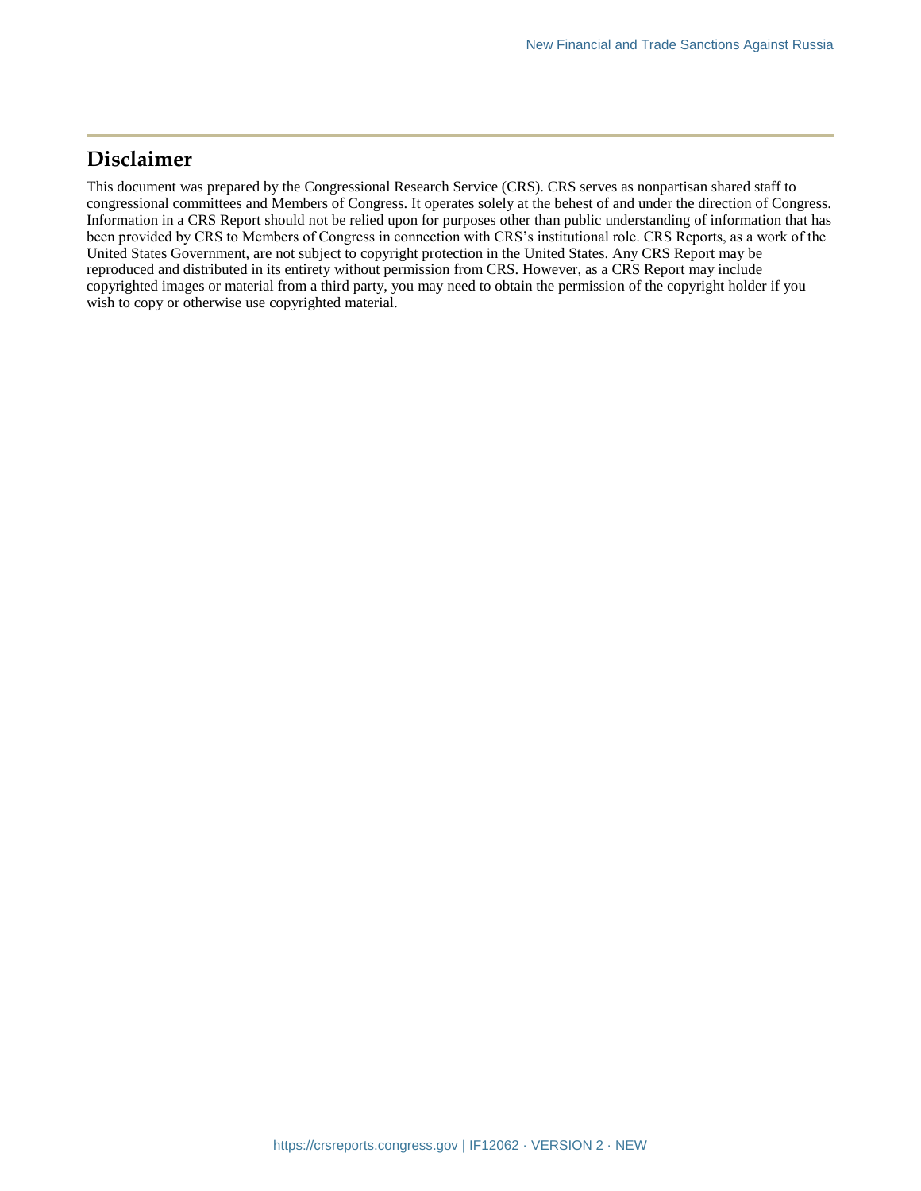## Disclaimer

This document was prepared by the Congressional Research Service (CRS). CRS serves as nonpartisan shared staff to congressional committees and Members of Congress. It operates solely at the behest of and under the direction of Congress. Information in a CRS Report should not be relied upon for purposes other than public understanding of information that has been provided by CRS to Members of Congress in connection with CRS's institutional role. CRS Reports, as a work of the United States Government, are not subject to copyright protection in the United States. Any CRS Report may be reproduced and distributed in its entirety without permission from CRS. However, as a CRS Report may include copyrighted images or material from a third party, you may need to obtain the permission of the copyright holder if you wish to copy or otherwise use copyrighted material.